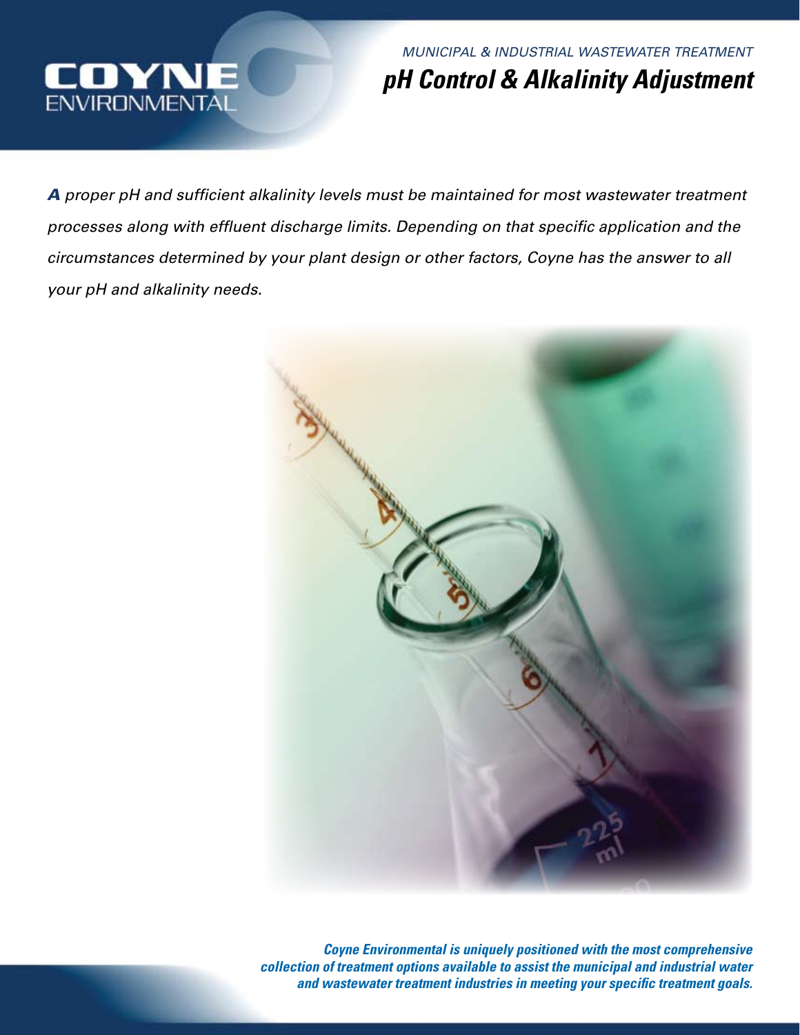COYNE ENVIRONMENTAL

*MUNICIPAL & INDUSTRIAL WASTEWATER TREATMENT*

# *pH Control & Alkalinity Adjustment*

***A** proper pH and sufficient alkalinity levels must be maintained for most wastewater treatment processes along with effluent discharge limits. Depending on that specific application and the circumstances determined by your plant design or other factors, Coyne has the answer to all your pH and alkalinity needs.*

***Coyne Environmental is uniquely positioned with the most comprehensive collection of treatment options available to assist the municipal and industrial water and wastewater treatment industries in meeting your specific treatment goals.***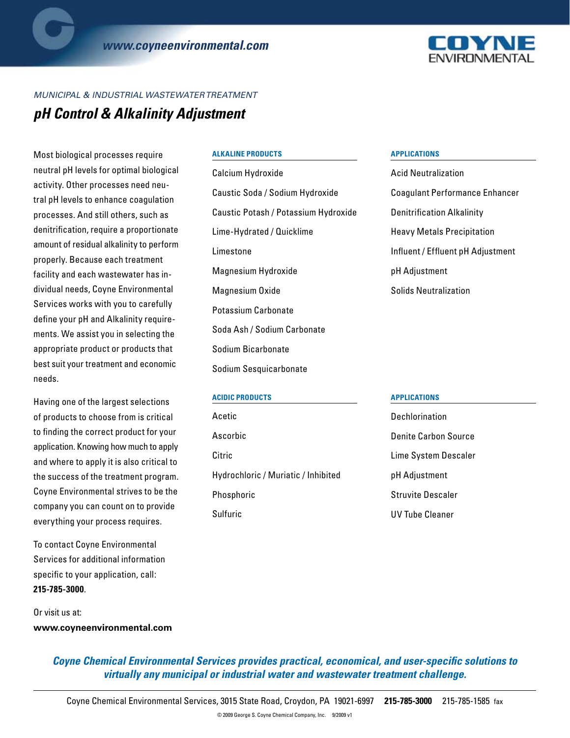*MUNICIPAL & INDUSTRIAL WASTEWATER TREATMENT*

# *pH Control & Alkalinity Adjustment*

Most biological processes require neutral pH levels for optimal biological activity. Other processes need neutral pH levels to enhance coagulation processes. And still others, such as denitrification, require a proportionate amount of residual alkalinity to perform properly. Because each treatment facility and each wastewater has individual needs, Coyne Environmental Services works with you to carefully define your pH and Alkalinity requirements. We assist you in selecting the appropriate product or products that best suit your treatment and economic needs.

Having one of the largest selections of products to choose from is critical to finding the correct product for your application. Knowing how much to apply and where to apply it is also critical to the success of the treatment program. Coyne Environmental strives to be the company you can count on to provide everything your process requires.

To contact Coyne Environmental Services for additional information specific to your application, call: **215-785-3000**.

Or visit us at:
**www.coyneenvironmental.com**

| ALKALINE PRODUCTS | APPLICATIONS |
|---|---|
| Calcium Hydroxide | Acid Neutralization |
| Caustic Soda / Sodium Hydroxide | Coagulant Performance Enhancer |
| Caustic Potash / Potassium Hydroxide | Denitrification Alkalinity |
| Lime-Hydrated / Quicklime | Heavy Metals Precipitation |
| Limestone | Influent / Effluent pH Adjustment |
| Magnesium Hydroxide | pH Adjustment |
| Magnesium Oxide | Solids Neutralization |
| Potassium Carbonate | |
| Soda Ash / Sodium Carbonate | |
| Sodium Bicarbonate | |
| Sodium Sesquicarbonate | |

| ACIDIC PRODUCTS | APPLICATIONS |
|---|---|
| Acetic | Dechlorination |
| Ascorbic | Denite Carbon Source |
| Citric | Lime System Descaler |
| Hydrochloric / Muriatic / Inhibited | pH Adjustment |
| Phosphoric | Struvite Descaler |
| Sulfuric | UV Tube Cleaner |

***Coyne Chemical Environmental Services provides practical, economical, and user-specific solutions to virtually any municipal or industrial water and wastewater treatment challenge.***

Coyne Chemical Environmental Services, 3015 State Road, Croydon, PA 19021-6997 **215-785-3000** 215-785-1585 fax

© 2009 George S. Coyne Chemical Company, Inc. 9/2009 v1